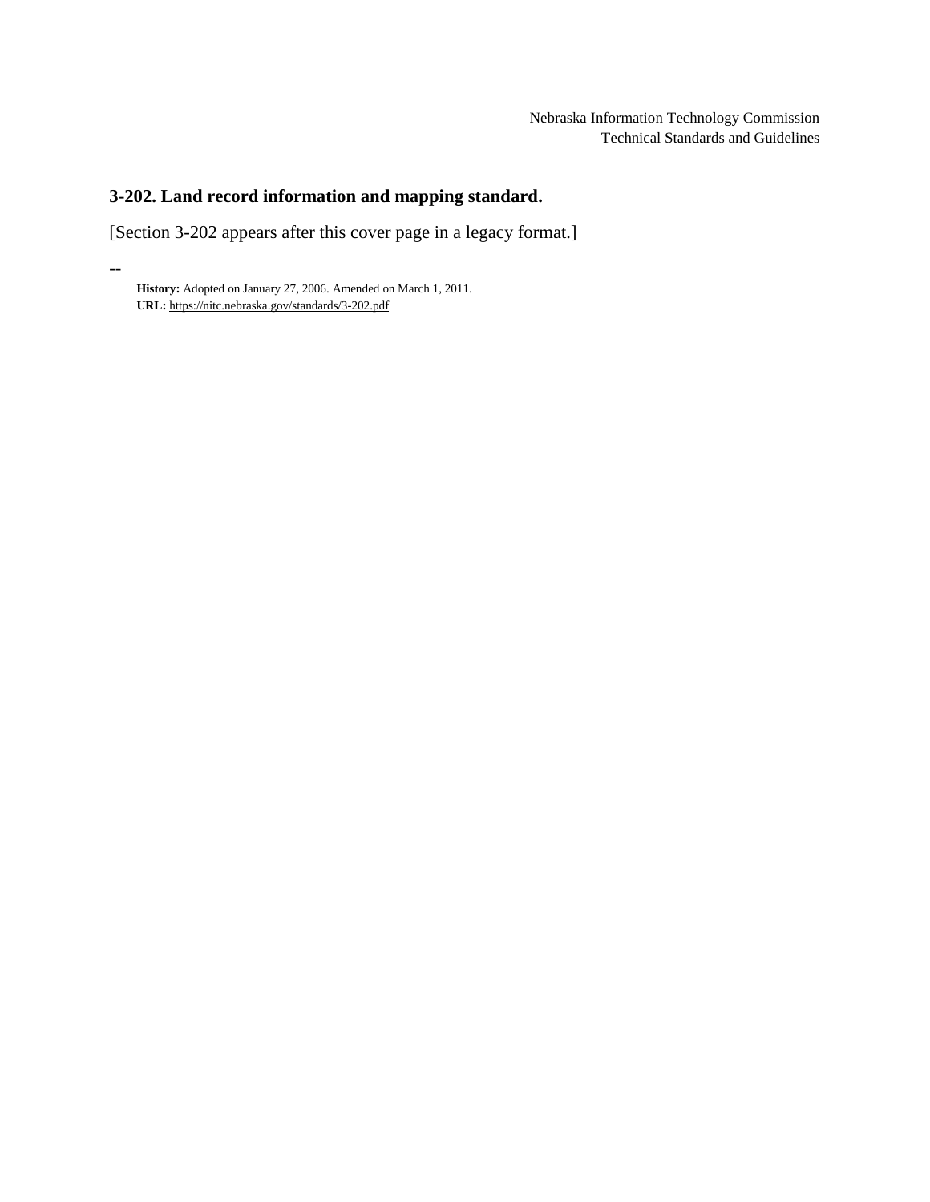Nebraska Information Technology Commission
Technical Standards and Guidelines

## 3-202. Land record information and mapping standard.

[Section 3-202 appears after this cover page in a legacy format.]

--

**History:** Adopted on January 27, 2006. Amended on March 1, 2011.
**URL:** https://nitc.nebraska.gov/standards/3-202.pdf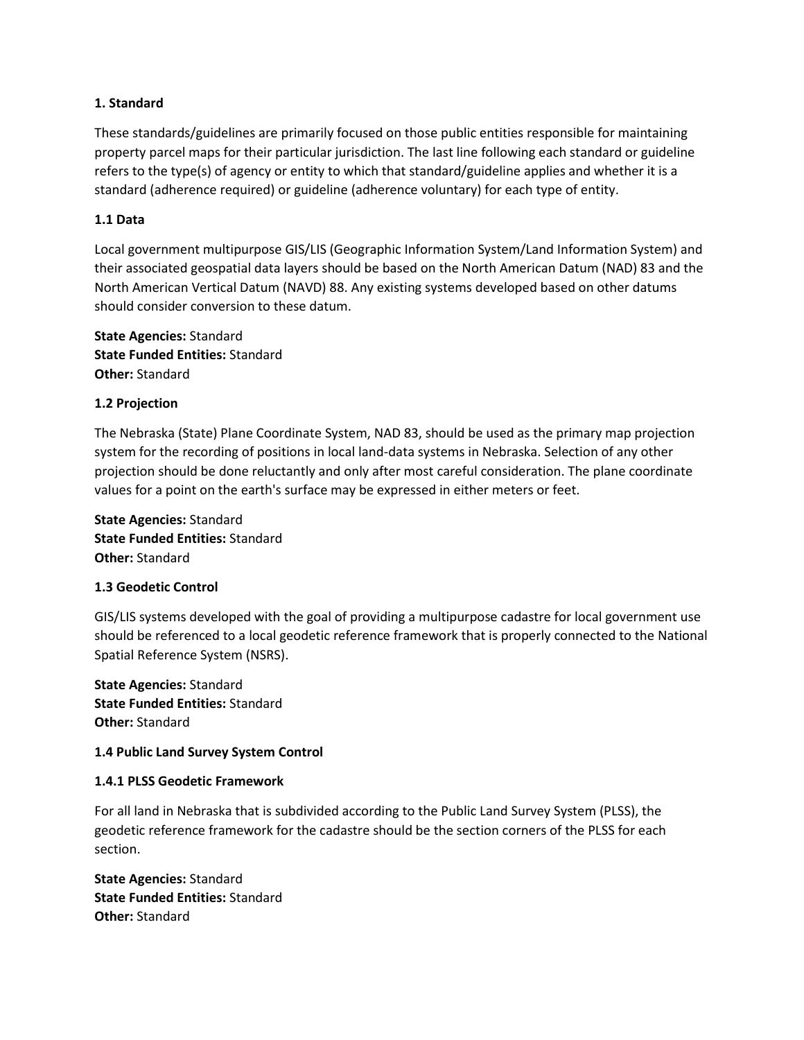## 1. Standard

These standards/guidelines are primarily focused on those public entities responsible for maintaining property parcel maps for their particular jurisdiction. The last line following each standard or guideline refers to the type(s) of agency or entity to which that standard/guideline applies and whether it is a standard (adherence required) or guideline (adherence voluntary) for each type of entity.

### 1.1 Data

Local government multipurpose GIS/LIS (Geographic Information System/Land Information System) and their associated geospatial data layers should be based on the North American Datum (NAD) 83 and the North American Vertical Datum (NAVD) 88. Any existing systems developed based on other datums should consider conversion to these datum.

**State Agencies:** Standard
**State Funded Entities:** Standard
**Other:** Standard

### 1.2 Projection

The Nebraska (State) Plane Coordinate System, NAD 83, should be used as the primary map projection system for the recording of positions in local land-data systems in Nebraska. Selection of any other projection should be done reluctantly and only after most careful consideration. The plane coordinate values for a point on the earth's surface may be expressed in either meters or feet.

**State Agencies:** Standard
**State Funded Entities:** Standard
**Other:** Standard

### 1.3 Geodetic Control

GIS/LIS systems developed with the goal of providing a multipurpose cadastre for local government use should be referenced to a local geodetic reference framework that is properly connected to the National Spatial Reference System (NSRS).

**State Agencies:** Standard
**State Funded Entities:** Standard
**Other:** Standard

### 1.4 Public Land Survey System Control

#### 1.4.1 PLSS Geodetic Framework

For all land in Nebraska that is subdivided according to the Public Land Survey System (PLSS), the geodetic reference framework for the cadastre should be the section corners of the PLSS for each section.

**State Agencies:** Standard
**State Funded Entities:** Standard
**Other:** Standard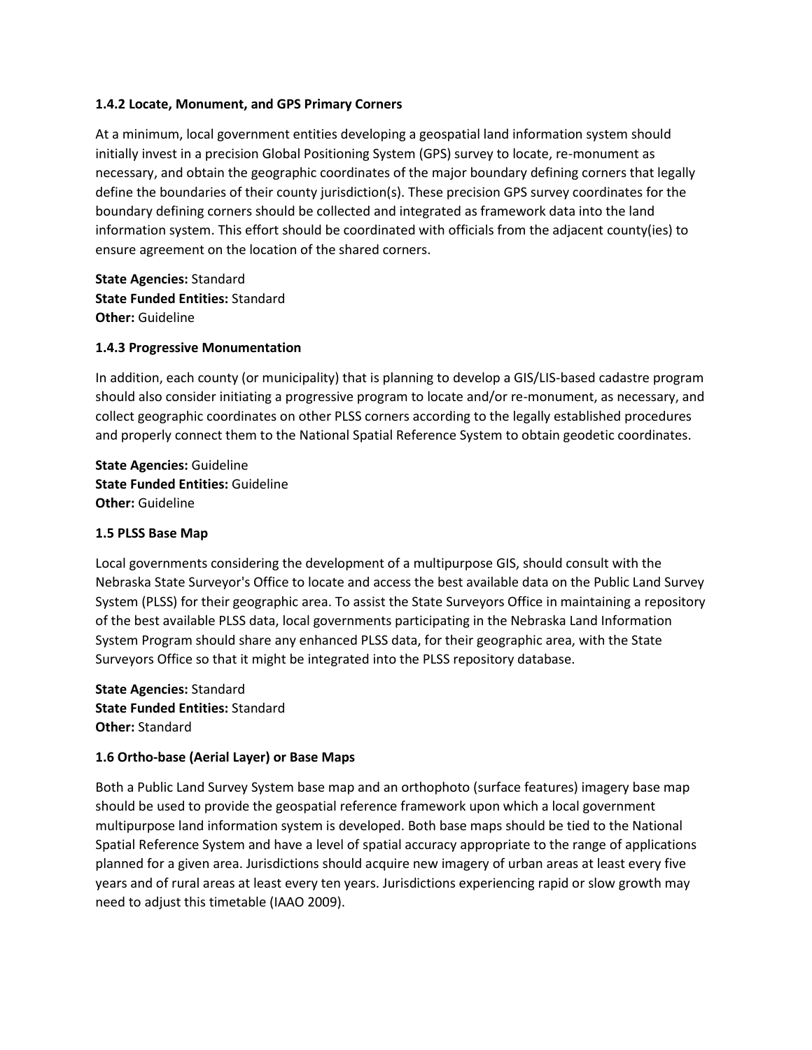### 1.4.2 Locate, Monument, and GPS Primary Corners

At a minimum, local government entities developing a geospatial land information system should initially invest in a precision Global Positioning System (GPS) survey to locate, re-monument as necessary, and obtain the geographic coordinates of the major boundary defining corners that legally define the boundaries of their county jurisdiction(s). These precision GPS survey coordinates for the boundary defining corners should be collected and integrated as framework data into the land information system. This effort should be coordinated with officials from the adjacent county(ies) to ensure agreement on the location of the shared corners.

**State Agencies:** Standard
**State Funded Entities:** Standard
**Other:** Guideline

### 1.4.3 Progressive Monumentation

In addition, each county (or municipality) that is planning to develop a GIS/LIS-based cadastre program should also consider initiating a progressive program to locate and/or re-monument, as necessary, and collect geographic coordinates on other PLSS corners according to the legally established procedures and properly connect them to the National Spatial Reference System to obtain geodetic coordinates.

**State Agencies:** Guideline
**State Funded Entities:** Guideline
**Other:** Guideline

### 1.5 PLSS Base Map

Local governments considering the development of a multipurpose GIS, should consult with the Nebraska State Surveyor's Office to locate and access the best available data on the Public Land Survey System (PLSS) for their geographic area. To assist the State Surveyors Office in maintaining a repository of the best available PLSS data, local governments participating in the Nebraska Land Information System Program should share any enhanced PLSS data, for their geographic area, with the State Surveyors Office so that it might be integrated into the PLSS repository database.

**State Agencies:** Standard
**State Funded Entities:** Standard
**Other:** Standard

### 1.6 Ortho-base (Aerial Layer) or Base Maps

Both a Public Land Survey System base map and an orthophoto (surface features) imagery base map should be used to provide the geospatial reference framework upon which a local government multipurpose land information system is developed. Both base maps should be tied to the National Spatial Reference System and have a level of spatial accuracy appropriate to the range of applications planned for a given area. Jurisdictions should acquire new imagery of urban areas at least every five years and of rural areas at least every ten years. Jurisdictions experiencing rapid or slow growth may need to adjust this timetable (IAAO 2009).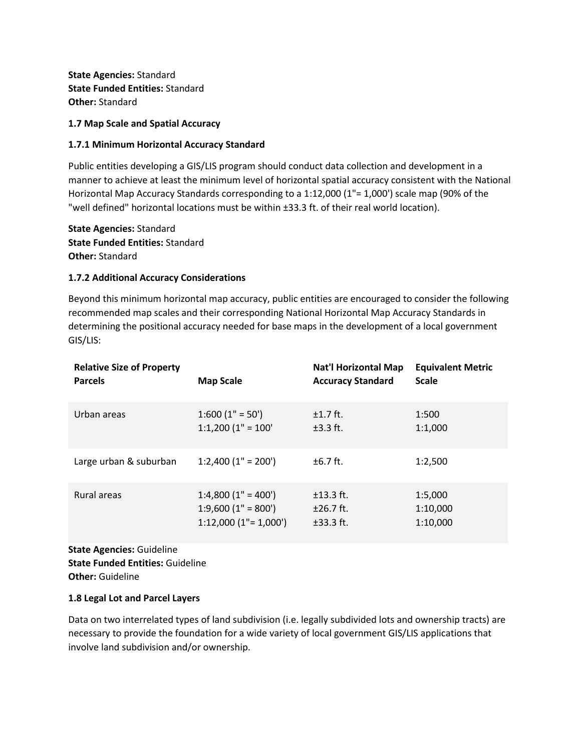**State Agencies:** Standard
**State Funded Entities:** Standard
**Other:** Standard

### 1.7 Map Scale and Spatial Accuracy

#### 1.7.1 Minimum Horizontal Accuracy Standard

Public entities developing a GIS/LIS program should conduct data collection and development in a manner to achieve at least the minimum level of horizontal spatial accuracy consistent with the National Horizontal Map Accuracy Standards corresponding to a 1:12,000 (1"= 1,000') scale map (90% of the "well defined" horizontal locations must be within ±33.3 ft. of their real world location).

**State Agencies:** Standard
**State Funded Entities:** Standard
**Other:** Standard

#### 1.7.2 Additional Accuracy Considerations

Beyond this minimum horizontal map accuracy, public entities are encouraged to consider the following recommended map scales and their corresponding National Horizontal Map Accuracy Standards in determining the positional accuracy needed for base maps in the development of a local government GIS/LIS:

| Relative Size of Property Parcels | Map Scale | Nat'l Horizontal Map Accuracy Standard | Equivalent Metric Scale |
|---|---|---|---|
| Urban areas | 1:600 (1" = 50')<br>1:1,200 (1" = 100' | ±1.7 ft.<br>±3.3 ft. | 1:500<br>1:1,000 |
| Large urban & suburban | 1:2,400 (1" = 200') | ±6.7 ft. | 1:2,500 |
| Rural areas | 1:4,800 (1" = 400')<br>1:9,600 (1" = 800')<br>1:12,000 (1"= 1,000') | ±13.3 ft.<br>±26.7 ft.<br>±33.3 ft. | 1:5,000<br>1:10,000<br>1:10,000 |

**State Agencies:** Guideline
**State Funded Entities:** Guideline
**Other:** Guideline

### 1.8 Legal Lot and Parcel Layers

Data on two interrelated types of land subdivision (i.e. legally subdivided lots and ownership tracts) are necessary to provide the foundation for a wide variety of local government GIS/LIS applications that involve land subdivision and/or ownership.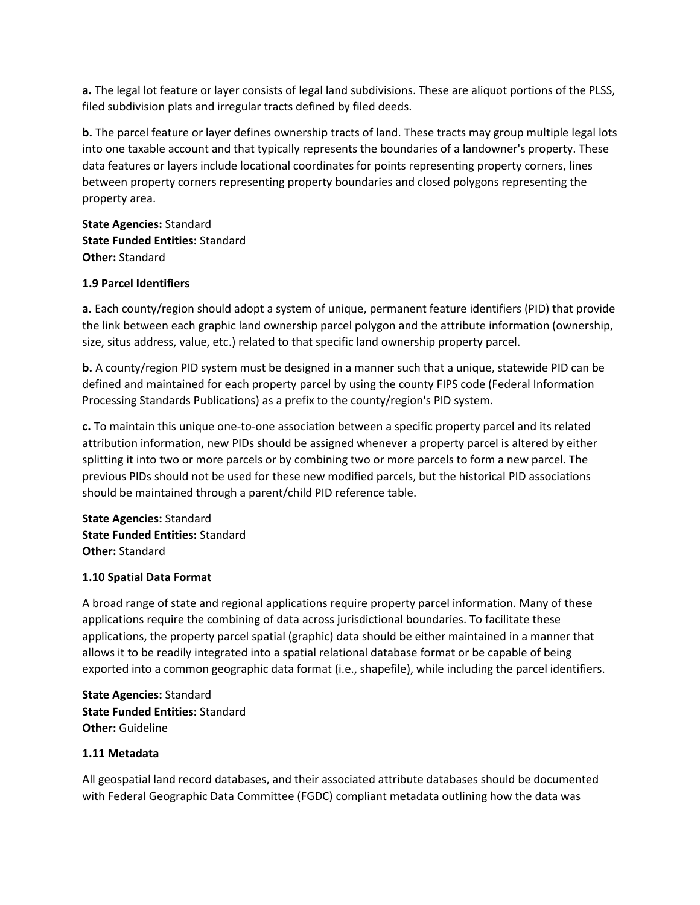**a.** The legal lot feature or layer consists of legal land subdivisions. These are aliquot portions of the PLSS, filed subdivision plats and irregular tracts defined by filed deeds.

**b.** The parcel feature or layer defines ownership tracts of land. These tracts may group multiple legal lots into one taxable account and that typically represents the boundaries of a landowner's property. These data features or layers include locational coordinates for points representing property corners, lines between property corners representing property boundaries and closed polygons representing the property area.

**State Agencies:** Standard
**State Funded Entities:** Standard
**Other:** Standard

**1.9 Parcel Identifiers**

**a.** Each county/region should adopt a system of unique, permanent feature identifiers (PID) that provide the link between each graphic land ownership parcel polygon and the attribute information (ownership, size, situs address, value, etc.) related to that specific land ownership property parcel.

**b.** A county/region PID system must be designed in a manner such that a unique, statewide PID can be defined and maintained for each property parcel by using the county FIPS code (Federal Information Processing Standards Publications) as a prefix to the county/region's PID system.

**c.** To maintain this unique one-to-one association between a specific property parcel and its related attribution information, new PIDs should be assigned whenever a property parcel is altered by either splitting it into two or more parcels or by combining two or more parcels to form a new parcel. The previous PIDs should not be used for these new modified parcels, but the historical PID associations should be maintained through a parent/child PID reference table.

**State Agencies:** Standard
**State Funded Entities:** Standard
**Other:** Standard

**1.10 Spatial Data Format**

A broad range of state and regional applications require property parcel information. Many of these applications require the combining of data across jurisdictional boundaries. To facilitate these applications, the property parcel spatial (graphic) data should be either maintained in a manner that allows it to be readily integrated into a spatial relational database format or be capable of being exported into a common geographic data format (i.e., shapefile), while including the parcel identifiers.

**State Agencies:** Standard
**State Funded Entities:** Standard
**Other:** Guideline

**1.11 Metadata**

All geospatial land record databases, and their associated attribute databases should be documented with Federal Geographic Data Committee (FGDC) compliant metadata outlining how the data was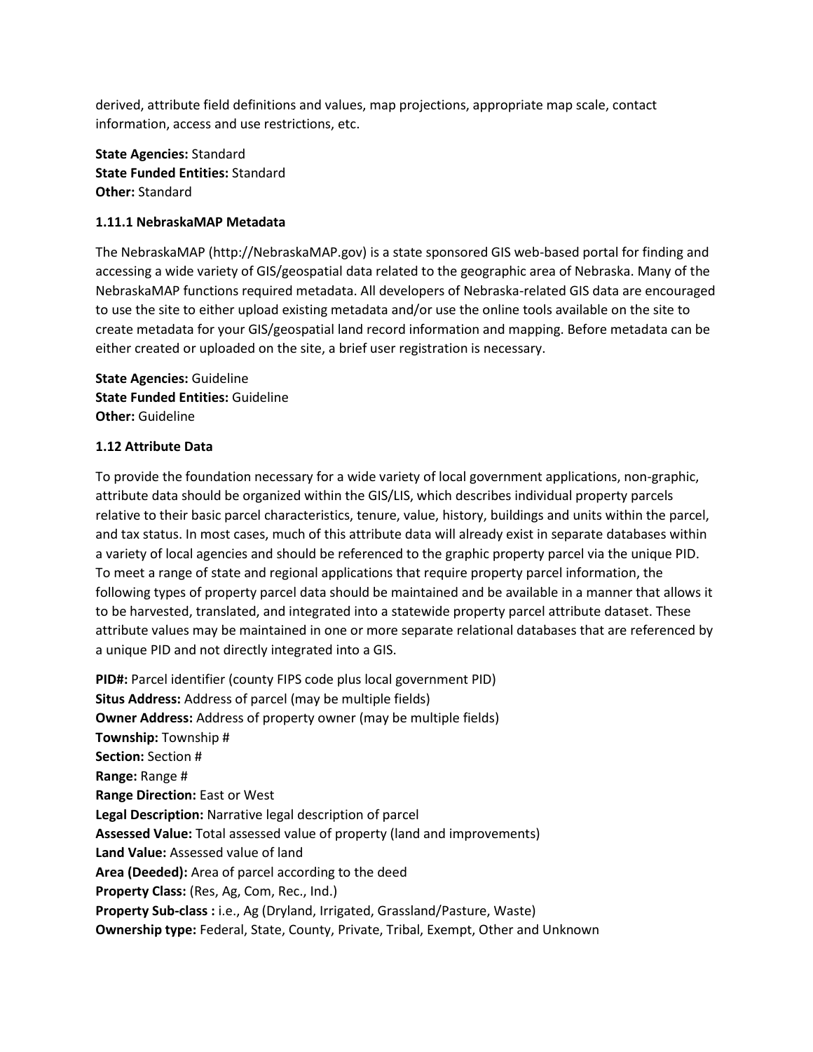derived, attribute field definitions and values, map projections, appropriate map scale, contact information, access and use restrictions, etc.

**State Agencies:** Standard
**State Funded Entities:** Standard
**Other:** Standard

### 1.11.1 NebraskaMAP Metadata

The NebraskaMAP (http://NebraskaMAP.gov) is a state sponsored GIS web-based portal for finding and accessing a wide variety of GIS/geospatial data related to the geographic area of Nebraska. Many of the NebraskaMAP functions required metadata. All developers of Nebraska-related GIS data are encouraged to use the site to either upload existing metadata and/or use the online tools available on the site to create metadata for your GIS/geospatial land record information and mapping. Before metadata can be either created or uploaded on the site, a brief user registration is necessary.

**State Agencies:** Guideline
**State Funded Entities:** Guideline
**Other:** Guideline

### 1.12 Attribute Data

To provide the foundation necessary for a wide variety of local government applications, non-graphic, attribute data should be organized within the GIS/LIS, which describes individual property parcels relative to their basic parcel characteristics, tenure, value, history, buildings and units within the parcel, and tax status. In most cases, much of this attribute data will already exist in separate databases within a variety of local agencies and should be referenced to the graphic property parcel via the unique PID. To meet a range of state and regional applications that require property parcel information, the following types of property parcel data should be maintained and be available in a manner that allows it to be harvested, translated, and integrated into a statewide property parcel attribute dataset. These attribute values may be maintained in one or more separate relational databases that are referenced by a unique PID and not directly integrated into a GIS.

**PID#:** Parcel identifier (county FIPS code plus local government PID)
**Situs Address:** Address of parcel (may be multiple fields)
**Owner Address:** Address of property owner (may be multiple fields)
**Township:** Township #
**Section:** Section #
**Range:** Range #
**Range Direction:** East or West
**Legal Description:** Narrative legal description of parcel
**Assessed Value:** Total assessed value of property (land and improvements)
**Land Value:** Assessed value of land
**Area (Deeded):** Area of parcel according to the deed
**Property Class:** (Res, Ag, Com, Rec., Ind.)
**Property Sub-class :** i.e., Ag (Dryland, Irrigated, Grassland/Pasture, Waste)
**Ownership type:** Federal, State, County, Private, Tribal, Exempt, Other and Unknown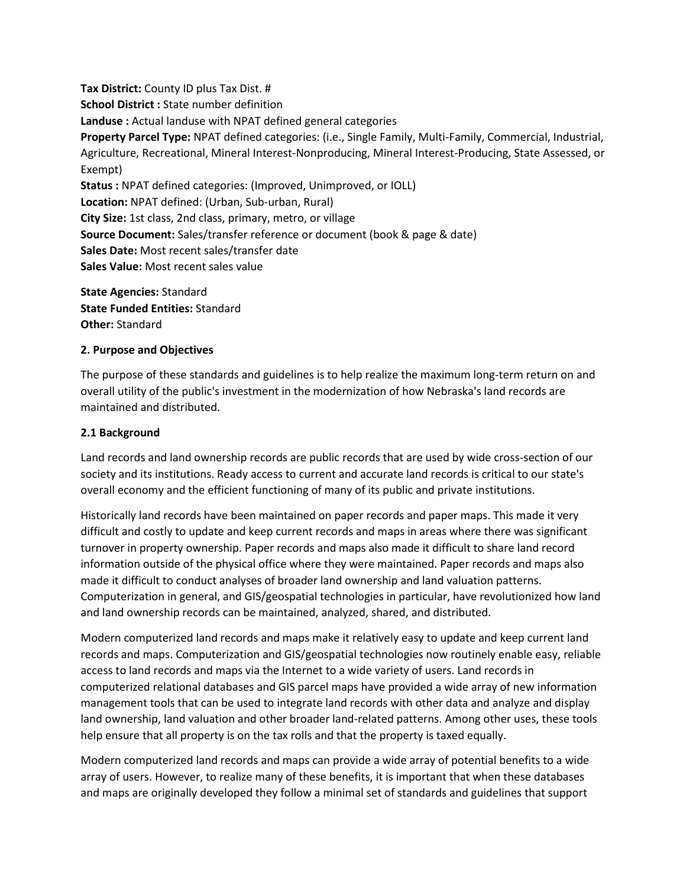**Tax District:** County ID plus Tax Dist. #
**School District :** State number definition
**Landuse :** Actual landuse with NPAT defined general categories
**Property Parcel Type:** NPAT defined categories: (i.e., Single Family, Multi-Family, Commercial, Industrial, Agriculture, Recreational, Mineral Interest-Nonproducing, Mineral Interest-Producing, State Assessed, or Exempt)
**Status :** NPAT defined categories: (Improved, Unimproved, or IOLL)
**Location:** NPAT defined: (Urban, Sub-urban, Rural)
**City Size:** 1st class, 2nd class, primary, metro, or village
**Source Document:** Sales/transfer reference or document (book & page & date)
**Sales Date:** Most recent sales/transfer date
**Sales Value:** Most recent sales value

**State Agencies:** Standard
**State Funded Entities:** Standard
**Other:** Standard

## 2. Purpose and Objectives

The purpose of these standards and guidelines is to help realize the maximum long-term return on and overall utility of the public's investment in the modernization of how Nebraska's land records are maintained and distributed.

### 2.1 Background

Land records and land ownership records are public records that are used by wide cross-section of our society and its institutions. Ready access to current and accurate land records is critical to our state's overall economy and the efficient functioning of many of its public and private institutions.

Historically land records have been maintained on paper records and paper maps. This made it very difficult and costly to update and keep current records and maps in areas where there was significant turnover in property ownership. Paper records and maps also made it difficult to share land record information outside of the physical office where they were maintained. Paper records and maps also made it difficult to conduct analyses of broader land ownership and land valuation patterns. Computerization in general, and GIS/geospatial technologies in particular, have revolutionized how land and land ownership records can be maintained, analyzed, shared, and distributed.

Modern computerized land records and maps make it relatively easy to update and keep current land records and maps. Computerization and GIS/geospatial technologies now routinely enable easy, reliable access to land records and maps via the Internet to a wide variety of users. Land records in computerized relational databases and GIS parcel maps have provided a wide array of new information management tools that can be used to integrate land records with other data and analyze and display land ownership, land valuation and other broader land-related patterns. Among other uses, these tools help ensure that all property is on the tax rolls and that the property is taxed equally.

Modern computerized land records and maps can provide a wide array of potential benefits to a wide array of users. However, to realize many of these benefits, it is important that when these databases and maps are originally developed they follow a minimal set of standards and guidelines that support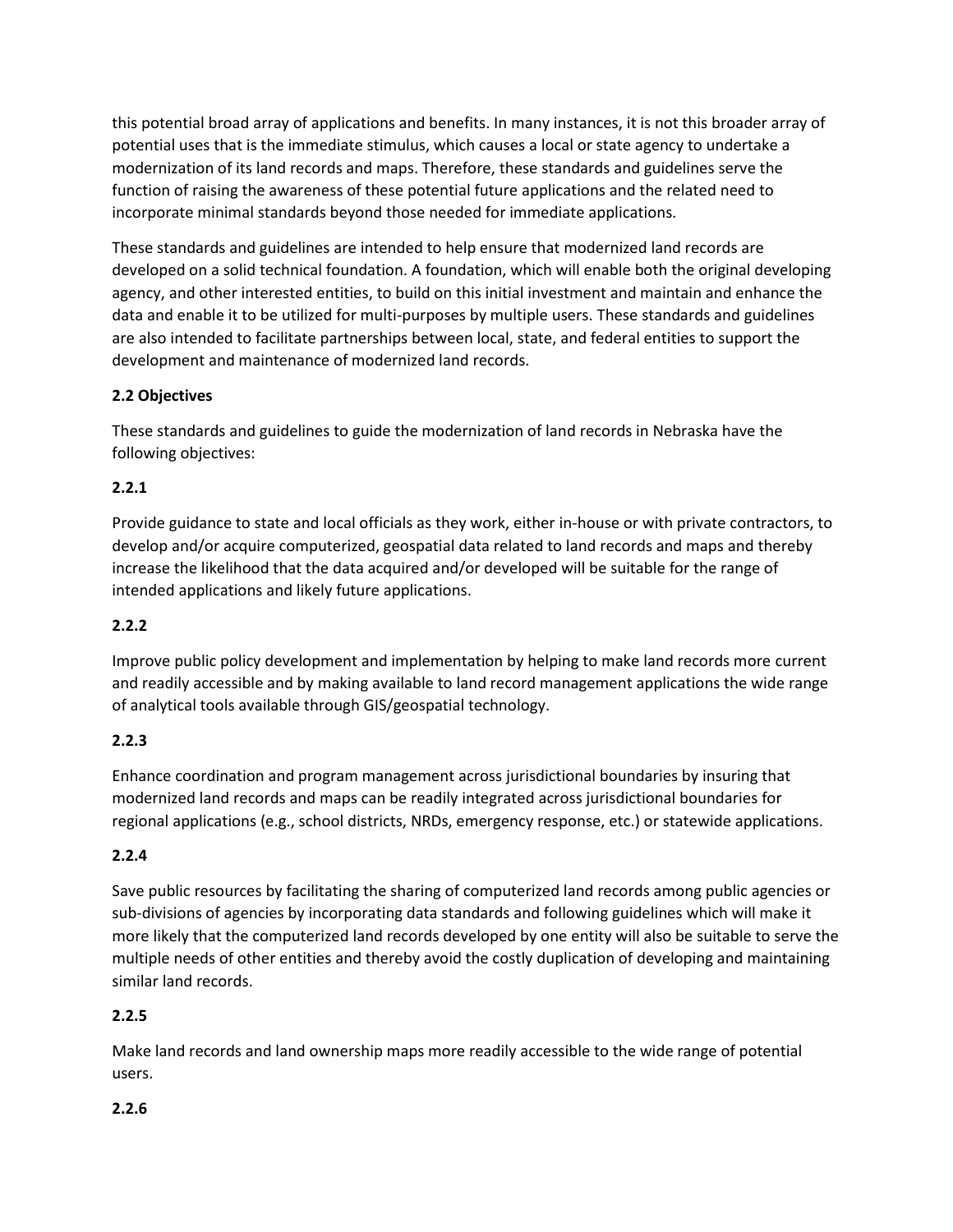this potential broad array of applications and benefits. In many instances, it is not this broader array of potential uses that is the immediate stimulus, which causes a local or state agency to undertake a modernization of its land records and maps. Therefore, these standards and guidelines serve the function of raising the awareness of these potential future applications and the related need to incorporate minimal standards beyond those needed for immediate applications.

These standards and guidelines are intended to help ensure that modernized land records are developed on a solid technical foundation. A foundation, which will enable both the original developing agency, and other interested entities, to build on this initial investment and maintain and enhance the data and enable it to be utilized for multi-purposes by multiple users. These standards and guidelines are also intended to facilitate partnerships between local, state, and federal entities to support the development and maintenance of modernized land records.

**2.2 Objectives**

These standards and guidelines to guide the modernization of land records in Nebraska have the following objectives:

**2.2.1**

Provide guidance to state and local officials as they work, either in-house or with private contractors, to develop and/or acquire computerized, geospatial data related to land records and maps and thereby increase the likelihood that the data acquired and/or developed will be suitable for the range of intended applications and likely future applications.

**2.2.2**

Improve public policy development and implementation by helping to make land records more current and readily accessible and by making available to land record management applications the wide range of analytical tools available through GIS/geospatial technology.

**2.2.3**

Enhance coordination and program management across jurisdictional boundaries by insuring that modernized land records and maps can be readily integrated across jurisdictional boundaries for regional applications (e.g., school districts, NRDs, emergency response, etc.) or statewide applications.

**2.2.4**

Save public resources by facilitating the sharing of computerized land records among public agencies or sub-divisions of agencies by incorporating data standards and following guidelines which will make it more likely that the computerized land records developed by one entity will also be suitable to serve the multiple needs of other entities and thereby avoid the costly duplication of developing and maintaining similar land records.

**2.2.5**

Make land records and land ownership maps more readily accessible to the wide range of potential users.

**2.2.6**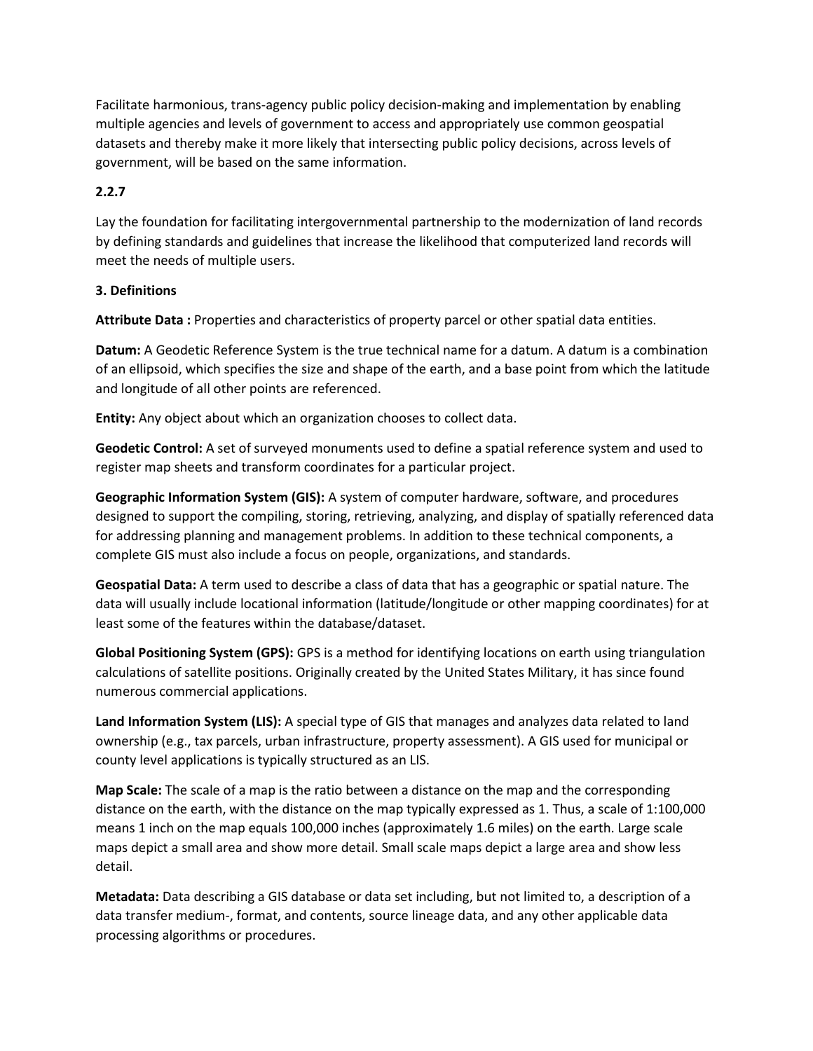Facilitate harmonious, trans-agency public policy decision-making and implementation by enabling multiple agencies and levels of government to access and appropriately use common geospatial datasets and thereby make it more likely that intersecting public policy decisions, across levels of government, will be based on the same information.

**2.2.7**

Lay the foundation for facilitating intergovernmental partnership to the modernization of land records by defining standards and guidelines that increase the likelihood that computerized land records will meet the needs of multiple users.

**3. Definitions**

**Attribute Data :** Properties and characteristics of property parcel or other spatial data entities.

**Datum:** A Geodetic Reference System is the true technical name for a datum. A datum is a combination of an ellipsoid, which specifies the size and shape of the earth, and a base point from which the latitude and longitude of all other points are referenced.

**Entity:** Any object about which an organization chooses to collect data.

**Geodetic Control:** A set of surveyed monuments used to define a spatial reference system and used to register map sheets and transform coordinates for a particular project.

**Geographic Information System (GIS):** A system of computer hardware, software, and procedures designed to support the compiling, storing, retrieving, analyzing, and display of spatially referenced data for addressing planning and management problems. In addition to these technical components, a complete GIS must also include a focus on people, organizations, and standards.

**Geospatial Data:** A term used to describe a class of data that has a geographic or spatial nature. The data will usually include locational information (latitude/longitude or other mapping coordinates) for at least some of the features within the database/dataset.

**Global Positioning System (GPS):** GPS is a method for identifying locations on earth using triangulation calculations of satellite positions. Originally created by the United States Military, it has since found numerous commercial applications.

**Land Information System (LIS):** A special type of GIS that manages and analyzes data related to land ownership (e.g., tax parcels, urban infrastructure, property assessment). A GIS used for municipal or county level applications is typically structured as an LIS.

**Map Scale:** The scale of a map is the ratio between a distance on the map and the corresponding distance on the earth, with the distance on the map typically expressed as 1. Thus, a scale of 1:100,000 means 1 inch on the map equals 100,000 inches (approximately 1.6 miles) on the earth. Large scale maps depict a small area and show more detail. Small scale maps depict a large area and show less detail.

**Metadata:** Data describing a GIS database or data set including, but not limited to, a description of a data transfer medium-, format, and contents, source lineage data, and any other applicable data processing algorithms or procedures.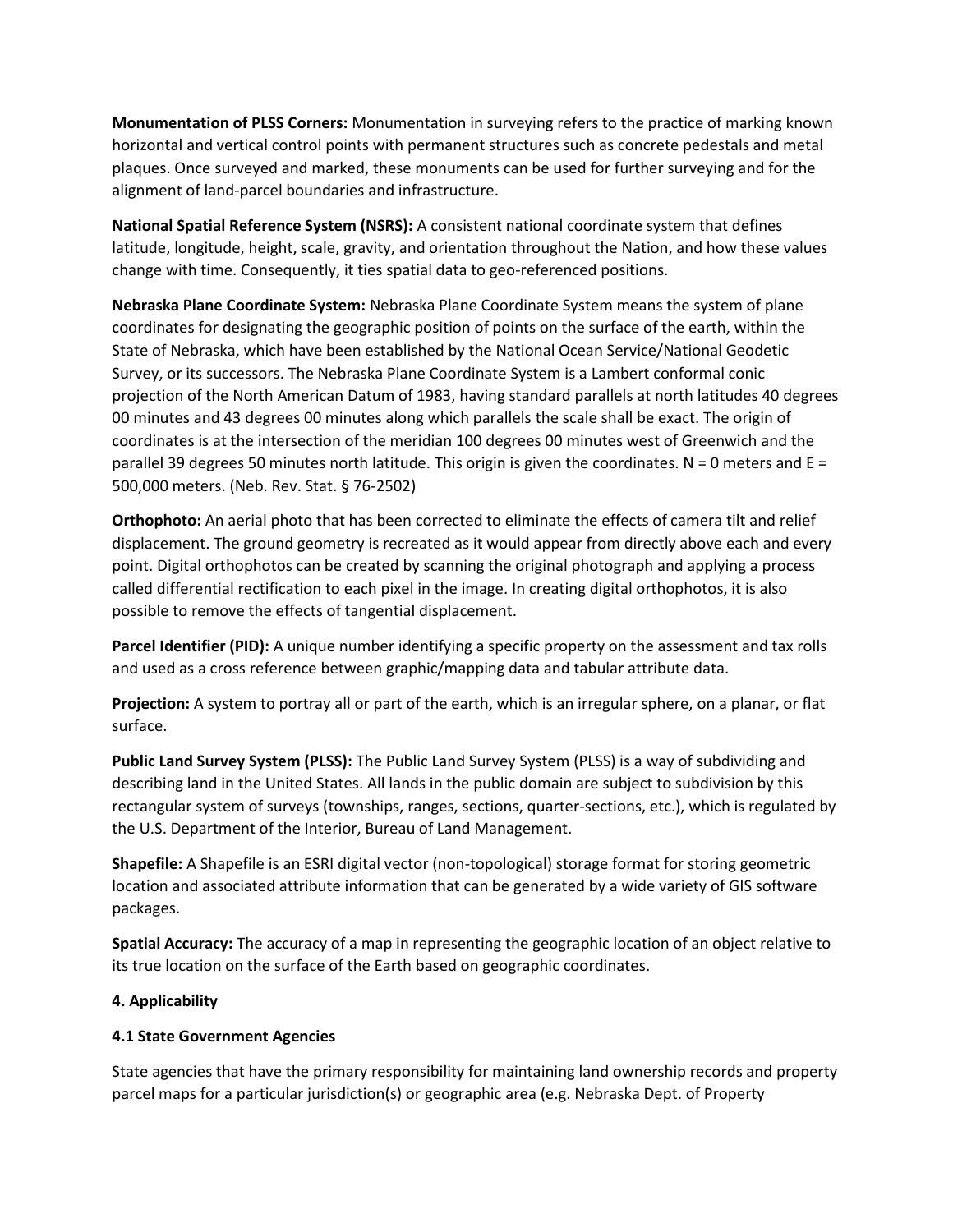**Monumentation of PLSS Corners:** Monumentation in surveying refers to the practice of marking known horizontal and vertical control points with permanent structures such as concrete pedestals and metal plaques. Once surveyed and marked, these monuments can be used for further surveying and for the alignment of land-parcel boundaries and infrastructure.

**National Spatial Reference System (NSRS):** A consistent national coordinate system that defines latitude, longitude, height, scale, gravity, and orientation throughout the Nation, and how these values change with time. Consequently, it ties spatial data to geo-referenced positions.

**Nebraska Plane Coordinate System:** Nebraska Plane Coordinate System means the system of plane coordinates for designating the geographic position of points on the surface of the earth, within the State of Nebraska, which have been established by the National Ocean Service/National Geodetic Survey, or its successors. The Nebraska Plane Coordinate System is a Lambert conformal conic projection of the North American Datum of 1983, having standard parallels at north latitudes 40 degrees 00 minutes and 43 degrees 00 minutes along which parallels the scale shall be exact. The origin of coordinates is at the intersection of the meridian 100 degrees 00 minutes west of Greenwich and the parallel 39 degrees 50 minutes north latitude. This origin is given the coordinates. N = 0 meters and E = 500,000 meters. (Neb. Rev. Stat. § 76-2502)

**Orthophoto:** An aerial photo that has been corrected to eliminate the effects of camera tilt and relief displacement. The ground geometry is recreated as it would appear from directly above each and every point. Digital orthophotos can be created by scanning the original photograph and applying a process called differential rectification to each pixel in the image. In creating digital orthophotos, it is also possible to remove the effects of tangential displacement.

**Parcel Identifier (PID):** A unique number identifying a specific property on the assessment and tax rolls and used as a cross reference between graphic/mapping data and tabular attribute data.

**Projection:** A system to portray all or part of the earth, which is an irregular sphere, on a planar, or flat surface.

**Public Land Survey System (PLSS):** The Public Land Survey System (PLSS) is a way of subdividing and describing land in the United States. All lands in the public domain are subject to subdivision by this rectangular system of surveys (townships, ranges, sections, quarter-sections, etc.), which is regulated by the U.S. Department of the Interior, Bureau of Land Management.

**Shapefile:** A Shapefile is an ESRI digital vector (non-topological) storage format for storing geometric location and associated attribute information that can be generated by a wide variety of GIS software packages.

**Spatial Accuracy:** The accuracy of a map in representing the geographic location of an object relative to its true location on the surface of the Earth based on geographic coordinates.

## 4. Applicability

### 4.1 State Government Agencies

State agencies that have the primary responsibility for maintaining land ownership records and property parcel maps for a particular jurisdiction(s) or geographic area (e.g. Nebraska Dept. of Property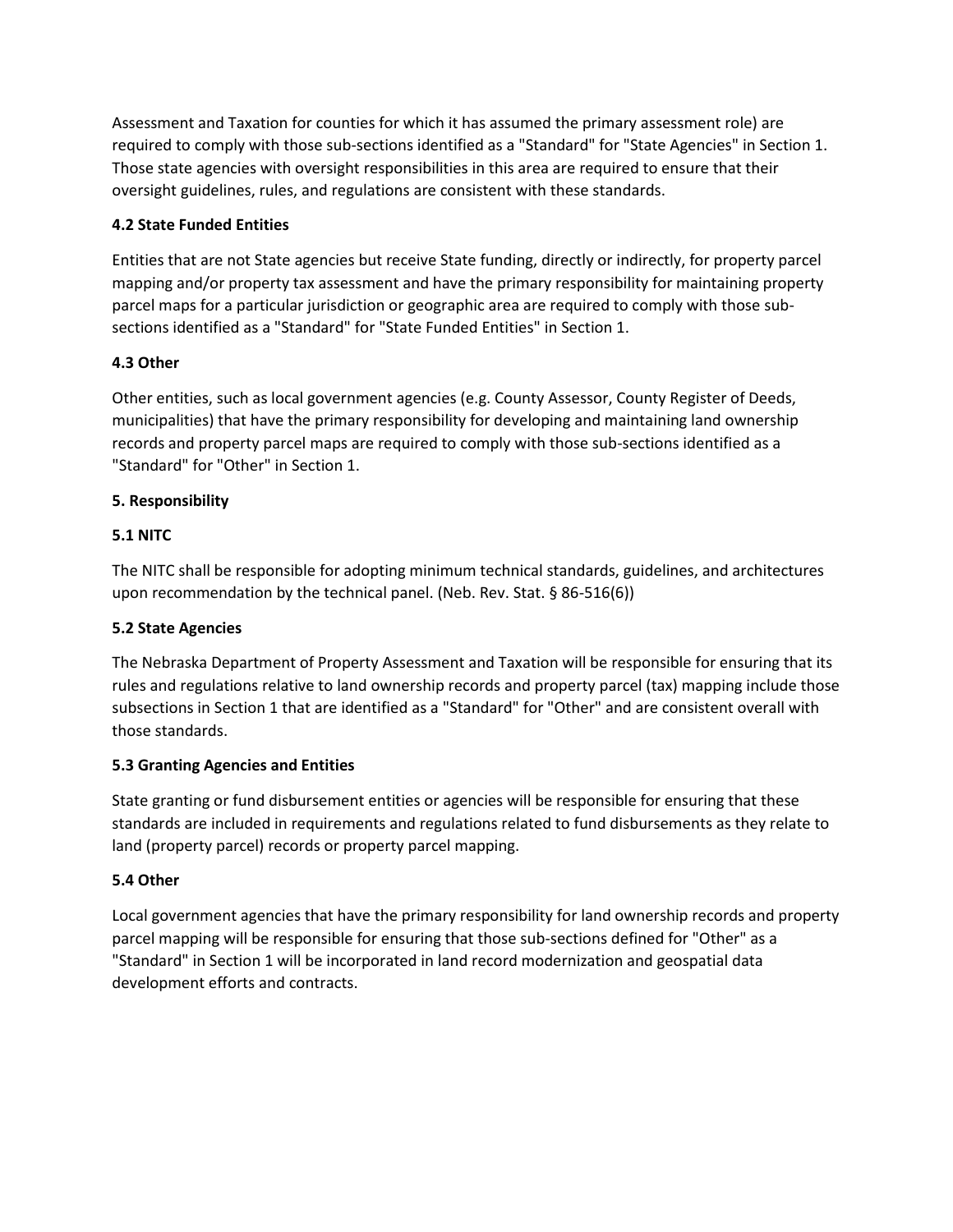Assessment and Taxation for counties for which it has assumed the primary assessment role) are required to comply with those sub-sections identified as a "Standard" for "State Agencies" in Section 1. Those state agencies with oversight responsibilities in this area are required to ensure that their oversight guidelines, rules, and regulations are consistent with these standards.

**4.2 State Funded Entities**

Entities that are not State agencies but receive State funding, directly or indirectly, for property parcel mapping and/or property tax assessment and have the primary responsibility for maintaining property parcel maps for a particular jurisdiction or geographic area are required to comply with those sub-sections identified as a "Standard" for "State Funded Entities" in Section 1.

**4.3 Other**

Other entities, such as local government agencies (e.g. County Assessor, County Register of Deeds, municipalities) that have the primary responsibility for developing and maintaining land ownership records and property parcel maps are required to comply with those sub-sections identified as a "Standard" for "Other" in Section 1.

**5. Responsibility**

**5.1 NITC**

The NITC shall be responsible for adopting minimum technical standards, guidelines, and architectures upon recommendation by the technical panel. (Neb. Rev. Stat. § 86-516(6))

**5.2 State Agencies**

The Nebraska Department of Property Assessment and Taxation will be responsible for ensuring that its rules and regulations relative to land ownership records and property parcel (tax) mapping include those subsections in Section 1 that are identified as a "Standard" for "Other" and are consistent overall with those standards.

**5.3 Granting Agencies and Entities**

State granting or fund disbursement entities or agencies will be responsible for ensuring that these standards are included in requirements and regulations related to fund disbursements as they relate to land (property parcel) records or property parcel mapping.

**5.4 Other**

Local government agencies that have the primary responsibility for land ownership records and property parcel mapping will be responsible for ensuring that those sub-sections defined for "Other" as a "Standard" in Section 1 will be incorporated in land record modernization and geospatial data development efforts and contracts.